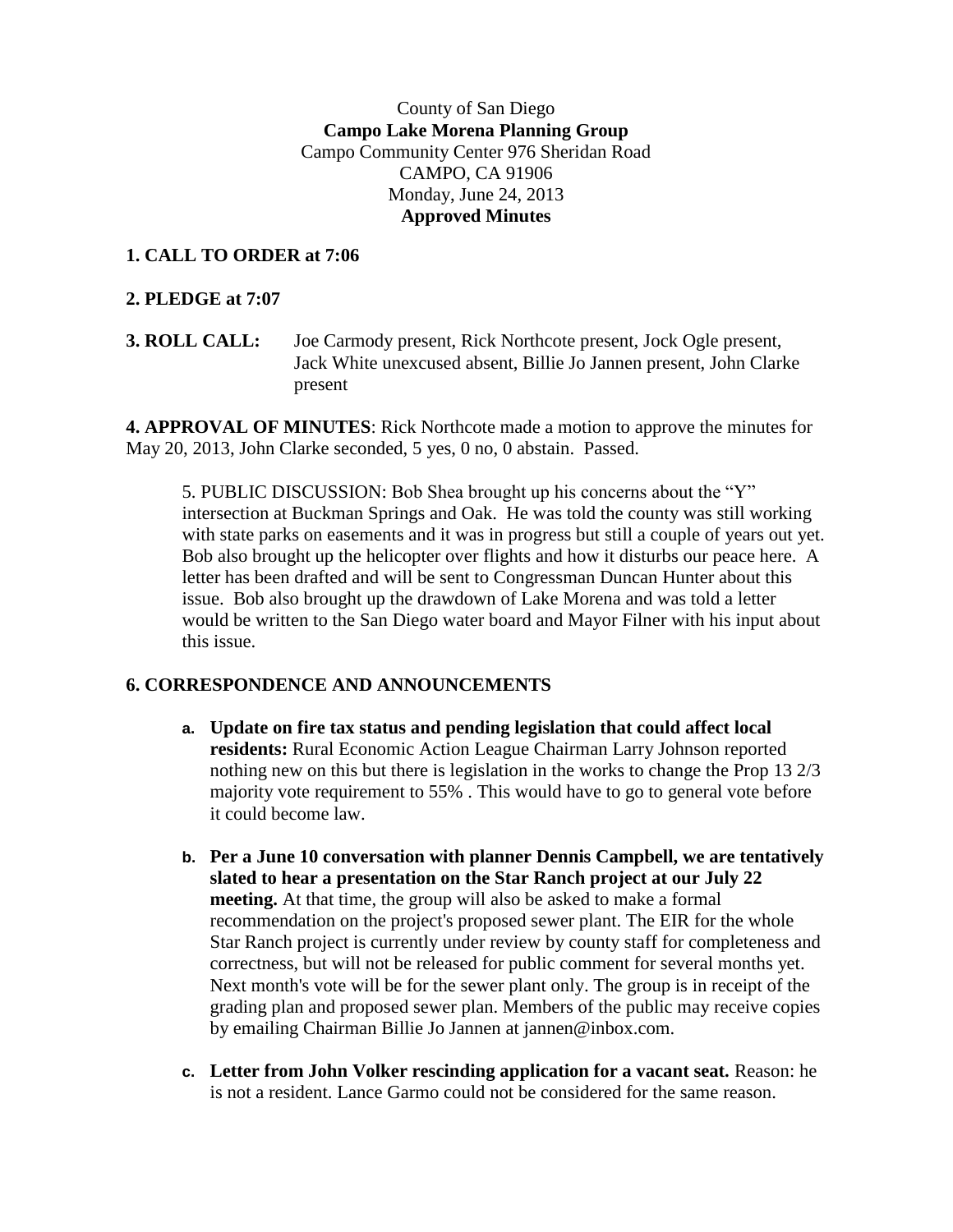County of San Diego

**Campo Lake Morena Planning Group**

Campo Community Center 976 Sheridan Road

CAMPO, CA 91906

Monday, June 24, 2013

**Approved Minutes**

**1. CALL TO ORDER at 7:06**

**2. PLEDGE at 7:07**

**3. ROLL CALL:** Joe Carmody present, Rick Northcote present, Jock Ogle present, Jack White unexcused absent, Billie Jo Jannen present, John Clarke present

**4. APPROVAL OF MINUTES**: Rick Northcote made a motion to approve the minutes for May 20, 2013, John Clarke seconded, 5 yes, 0 no, 0 abstain. Passed.

5. PUBLIC DISCUSSION: Bob Shea brought up his concerns about the "Y" intersection at Buckman Springs and Oak. He was told the county was still working with state parks on easements and it was in progress but still a couple of years out yet. Bob also brought up the helicopter over flights and how it disturbs our peace here. A letter has been drafted and will be sent to Congressman Duncan Hunter about this issue. Bob also brought up the drawdown of Lake Morena and was told a letter would be written to the San Diego water board and Mayor Filner with his input about this issue.

**6. CORRESPONDENCE AND ANNOUNCEMENTS**

a. **Update on fire tax status and pending legislation that could affect local residents:** Rural Economic Action League Chairman Larry Johnson reported nothing new on this but there is legislation in the works to change the Prop 13 2/3 majority vote requirement to 55% . This would have to go to general vote before it could become law.

b. **Per a June 10 conversation with planner Dennis Campbell, we are tentatively slated to hear a presentation on the Star Ranch project at our July 22 meeting.** At that time, the group will also be asked to make a formal recommendation on the project's proposed sewer plant. The EIR for the whole Star Ranch project is currently under review by county staff for completeness and correctness, but will not be released for public comment for several months yet. Next month's vote will be for the sewer plant only. The group is in receipt of the grading plan and proposed sewer plan. Members of the public may receive copies by emailing Chairman Billie Jo Jannen at jannen@inbox.com.

c. **Letter from John Volker rescinding application for a vacant seat.** Reason: he is not a resident. Lance Garmo could not be considered for the same reason.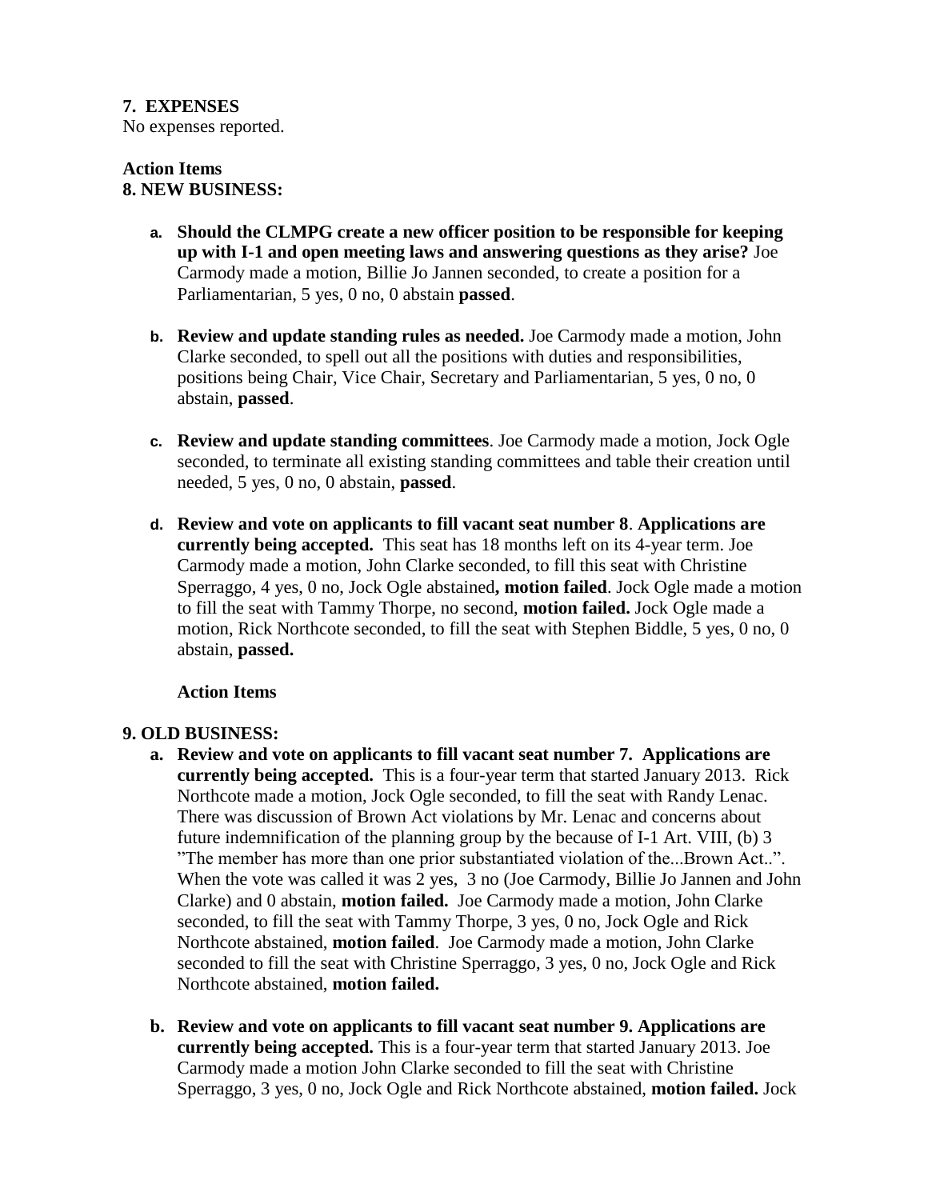**7. EXPENSES**
No expenses reported.

**Action Items**
**8. NEW BUSINESS:**

a. **Should the CLMPG create a new officer position to be responsible for keeping up with I-1 and open meeting laws and answering questions as they arise?** Joe Carmody made a motion, Billie Jo Jannen seconded, to create a position for a Parliamentarian, 5 yes, 0 no, 0 abstain **passed**.

b. **Review and update standing rules as needed.** Joe Carmody made a motion, John Clarke seconded, to spell out all the positions with duties and responsibilities, positions being Chair, Vice Chair, Secretary and Parliamentarian, 5 yes, 0 no, 0 abstain, **passed**.

c. **Review and update standing committees**. Joe Carmody made a motion, Jock Ogle seconded, to terminate all existing standing committees and table their creation until needed, 5 yes, 0 no, 0 abstain, **passed**.

d. **Review and vote on applicants to fill vacant seat number 8**. **Applications are currently being accepted.** This seat has 18 months left on its 4-year term. Joe Carmody made a motion, John Clarke seconded, to fill this seat with Christine Sperraggo, 4 yes, 0 no, Jock Ogle abstained**, motion failed**. Jock Ogle made a motion to fill the seat with Tammy Thorpe, no second, **motion failed.** Jock Ogle made a motion, Rick Northcote seconded, to fill the seat with Stephen Biddle, 5 yes, 0 no, 0 abstain, **passed.**

**Action Items**

**9. OLD BUSINESS:**

a. **Review and vote on applicants to fill vacant seat number 7. Applications are currently being accepted.** This is a four-year term that started January 2013. Rick Northcote made a motion, Jock Ogle seconded, to fill the seat with Randy Lenac. There was discussion of Brown Act violations by Mr. Lenac and concerns about future indemnification of the planning group by the because of I-1 Art. VIII, (b) 3 "The member has more than one prior substantiated violation of the...Brown Act..". When the vote was called it was 2 yes, 3 no (Joe Carmody, Billie Jo Jannen and John Clarke) and 0 abstain, **motion failed.** Joe Carmody made a motion, John Clarke seconded, to fill the seat with Tammy Thorpe, 3 yes, 0 no, Jock Ogle and Rick Northcote abstained, **motion failed**. Joe Carmody made a motion, John Clarke seconded to fill the seat with Christine Sperraggo, 3 yes, 0 no, Jock Ogle and Rick Northcote abstained, **motion failed.**

b. **Review and vote on applicants to fill vacant seat number 9. Applications are currently being accepted.** This is a four-year term that started January 2013. Joe Carmody made a motion John Clarke seconded to fill the seat with Christine Sperraggo, 3 yes, 0 no, Jock Ogle and Rick Northcote abstained, **motion failed.** Jock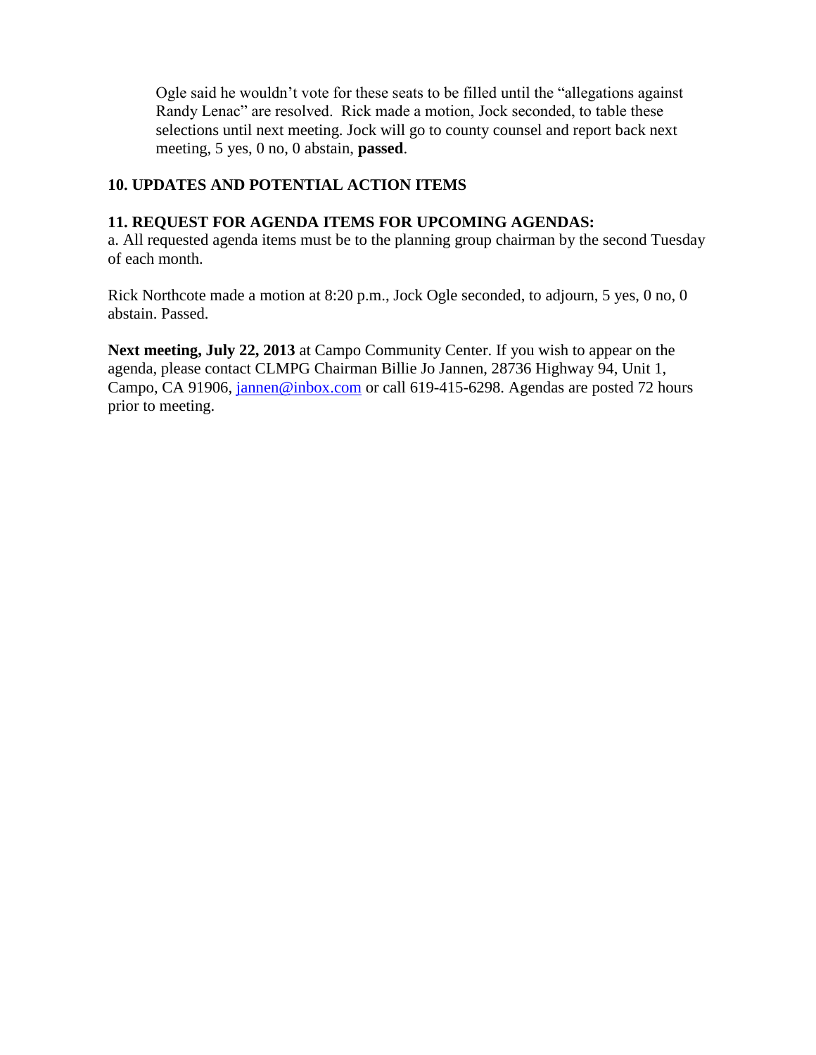Ogle said he wouldn't vote for these seats to be filled until the "allegations against Randy Lenac" are resolved. Rick made a motion, Jock seconded, to table these selections until next meeting. Jock will go to county counsel and report back next meeting, 5 yes, 0 no, 0 abstain, **passed**.

**10. UPDATES AND POTENTIAL ACTION ITEMS**

**11. REQUEST FOR AGENDA ITEMS FOR UPCOMING AGENDAS:**

a. All requested agenda items must be to the planning group chairman by the second Tuesday of each month.

Rick Northcote made a motion at 8:20 p.m., Jock Ogle seconded, to adjourn, 5 yes, 0 no, 0 abstain. Passed.

**Next meeting, July 22, 2013** at Campo Community Center. If you wish to appear on the agenda, please contact CLMPG Chairman Billie Jo Jannen, 28736 Highway 94, Unit 1, Campo, CA 91906, jannen@inbox.com or call 619-415-6298. Agendas are posted 72 hours prior to meeting.